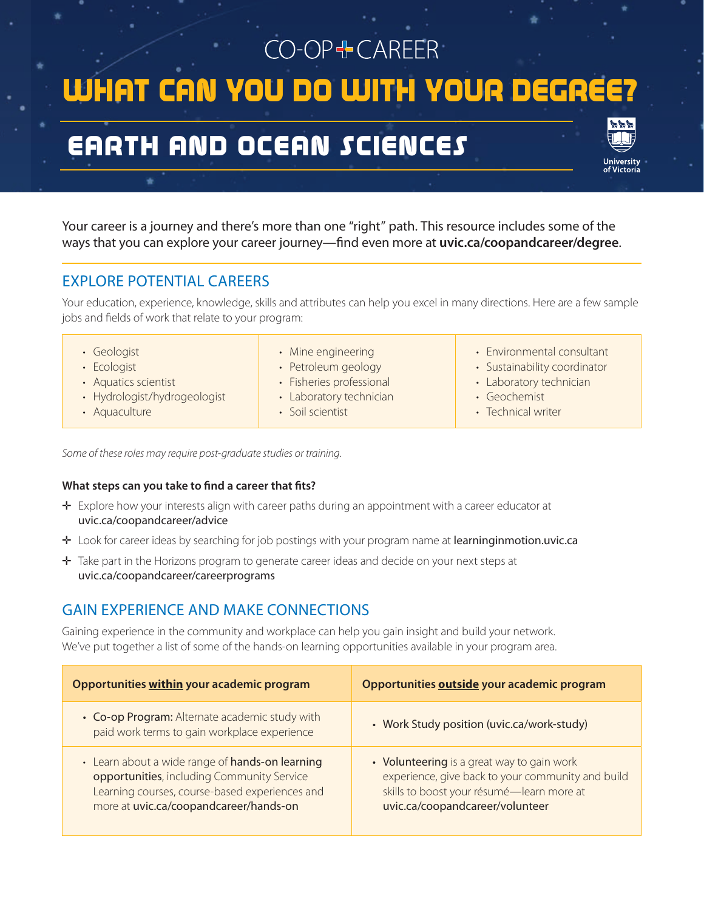CO-OP + CAREER

# WHAT CAN YOU DO WITH YOUR DEGREE?

## EARTH AND OCEAN SCIENCES

University of Victoria

Your career is a journey and there's more than one "right" path. This resource includes some of the ways that you can explore your career journey—find even more at **uvic.ca/coopandcareer/degree**.

## EXPLORE POTENTIAL CAREERS

Your education, experience, knowledge, skills and attributes can help you excel in many directions. Here are a few sample jobs and fields of work that relate to your program:

- Geologist
- Ecologist
- Aquatics scientist
- Hydrologist/hydrogeologist
- Aquaculture
- Mine engineering
- Petroleum geology
- Fisheries professional
- Laboratory technician
- Soil scientist
- Environmental consultant
- Sustainability coordinator
- Laboratory technician
- Geochemist
- Technical writer

*Some of these roles may require post-graduate studies or training.*

**What steps can you take to find a career that fits?**

- Explore how your interests align with career paths during an appointment with a career educator at uvic.ca/coopandcareer/advice
- Look for career ideas by searching for job postings with your program name at learninginmotion.uvic.ca
- Take part in the Horizons program to generate career ideas and decide on your next steps at uvic.ca/coopandcareer/careerprograms

## GAIN EXPERIENCE AND MAKE CONNECTIONS

Gaining experience in the community and workplace can help you gain insight and build your network. We've put together a list of some of the hands-on learning opportunities available in your program area.

| Opportunities within your academic program | Opportunities outside your academic program |
| --- | --- |
| • **Co-op Program:** Alternate academic study with paid work terms to gain workplace experience | • Work Study position (uvic.ca/work-study) |
| • Learn about a wide range of **hands-on learning opportunities**, including Community Service Learning courses, course-based experiences and more at uvic.ca/coopandcareer/hands-on | • **Volunteering** is a great way to gain work experience, give back to your community and build skills to boost your résumé—learn more at uvic.ca/coopandcareer/volunteer |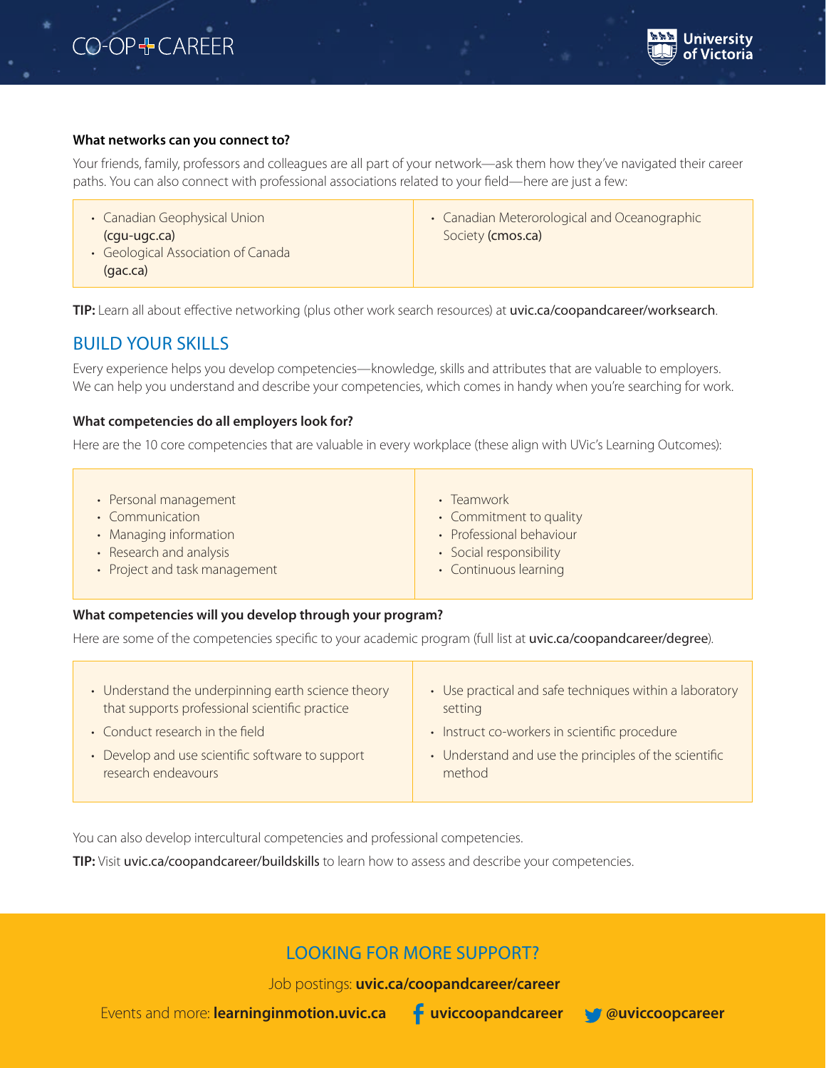**What networks can you connect to?**

Your friends, family, professors and colleagues are all part of your network—ask them how they've navigated their career paths. You can also connect with professional associations related to your field—here are just a few:

- Canadian Geophysical Union (**cgu-ugc.ca**)
- Geological Association of Canada (**gac.ca**)
- Canadian Meterorological and Oceanographic Society (**cmos.ca**)

**TIP:** Learn all about effective networking (plus other work search resources) at uvic.ca/coopandcareer/worksearch.

## BUILD YOUR SKILLS

Every experience helps you develop competencies—knowledge, skills and attributes that are valuable to employers. We can help you understand and describe your competencies, which comes in handy when you're searching for work.

**What competencies do all employers look for?**

Here are the 10 core competencies that are valuable in every workplace (these align with UVic's Learning Outcomes):

- Personal management
- Communication
- Managing information
- Research and analysis
- Project and task management
- Teamwork
- Commitment to quality
- Professional behaviour
- Social responsibility
- Continuous learning

**What competencies will you develop through your program?**

Here are some of the competencies specific to your academic program (full list at uvic.ca/coopandcareer/degree).

- Understand the underpinning earth science theory that supports professional scientific practice
- Conduct research in the field
- Develop and use scientific software to support research endeavours
- Use practical and safe techniques within a laboratory setting
- Instruct co-workers in scientific procedure
- Understand and use the principles of the scientific method

You can also develop intercultural competencies and professional competencies.

**TIP:** Visit uvic.ca/coopandcareer/buildskills to learn how to assess and describe your competencies.

## LOOKING FOR MORE SUPPORT?

Job postings: **uvic.ca/coopandcareer/career**

Events and more: **learninginmotion.uvic.ca** **uviccoopandcareer** **@uviccoopcareer**